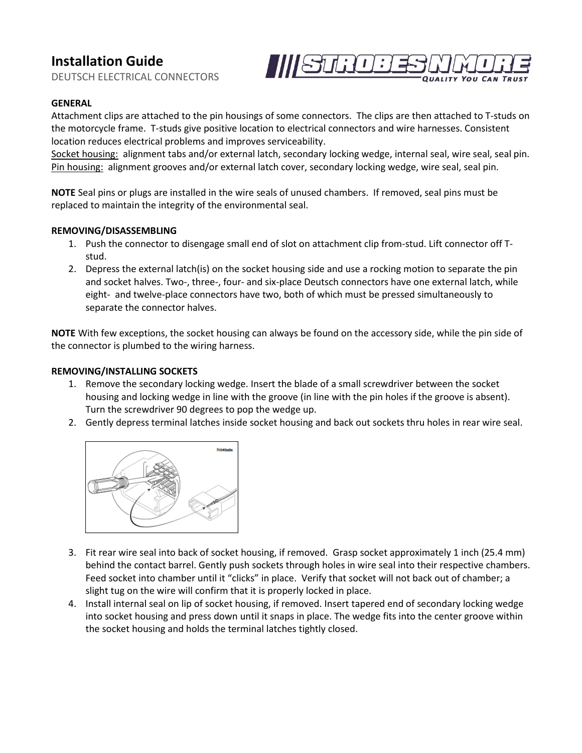# Installation Guide

DEUTSCH ELECTRICAL CONNECTORS

**GENERAL**

Attachment clips are attached to the pin housings of some connectors. The clips are then attached to T-studs on the motorcycle frame. T-studs give positive location to electrical connectors and wire harnesses. Consistent location reduces electrical problems and improves serviceability.

Socket housing: alignment tabs and/or external latch, secondary locking wedge, internal seal, wire seal, seal pin.
Pin housing: alignment grooves and/or external latch cover, secondary locking wedge, wire seal, seal pin.

**NOTE** Seal pins or plugs are installed in the wire seals of unused chambers. If removed, seal pins must be replaced to maintain the integrity of the environmental seal.

**REMOVING/DISASSEMBLING**

1. Push the connector to disengage small end of slot on attachment clip from-stud. Lift connector off T-stud.
2. Depress the external latch(is) on the socket housing side and use a rocking motion to separate the pin and socket halves. Two-, three-, four- and six-place Deutsch connectors have one external latch, while eight- and twelve-place connectors have two, both of which must be pressed simultaneously to separate the connector halves.

**NOTE** With few exceptions, the socket housing can always be found on the accessory side, while the pin side of the connector is plumbed to the wiring harness.

**REMOVING/INSTALLING SOCKETS**

1. Remove the secondary locking wedge. Insert the blade of a small screwdriver between the socket housing and locking wedge in line with the groove (in line with the pin holes if the groove is absent). Turn the screwdriver 90 degrees to pop the wedge up.
2. Gently depress terminal latches inside socket housing and back out sockets thru holes in rear wire seal.
3. Fit rear wire seal into back of socket housing, if removed. Grasp socket approximately 1 inch (25.4 mm) behind the contact barrel. Gently push sockets through holes in wire seal into their respective chambers. Feed socket into chamber until it "clicks" in place. Verify that socket will not back out of chamber; a slight tug on the wire will confirm that it is properly locked in place.
4. Install internal seal on lip of socket housing, if removed. Insert tapered end of secondary locking wedge into socket housing and press down until it snaps in place. The wedge fits into the center groove within the socket housing and holds the terminal latches tightly closed.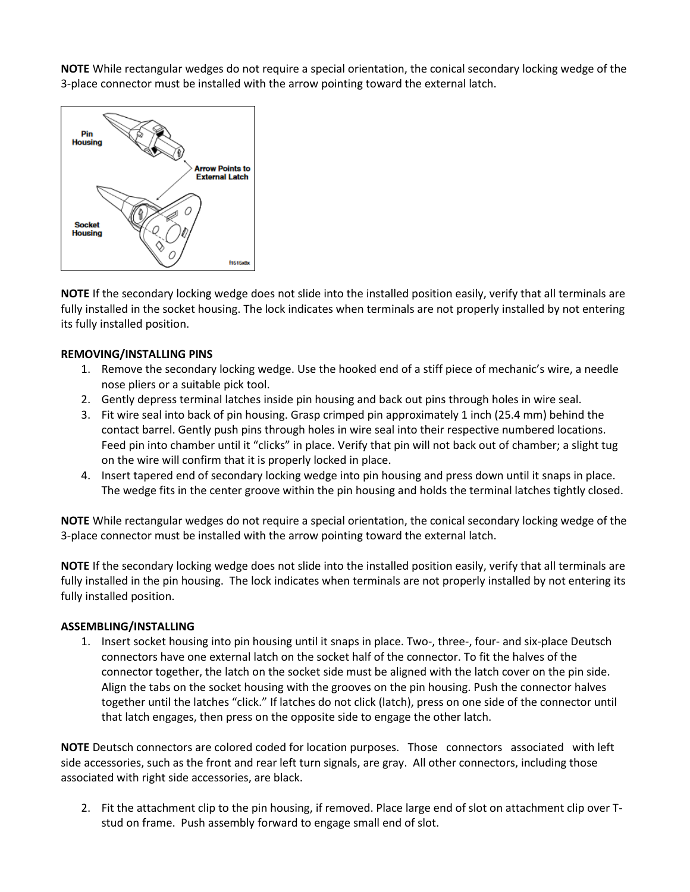**NOTE** While rectangular wedges do not require a special orientation, the conical secondary locking wedge of the 3-place connector must be installed with the arrow pointing toward the external latch.

**NOTE** If the secondary locking wedge does not slide into the installed position easily, verify that all terminals are fully installed in the socket housing. The lock indicates when terminals are not properly installed by not entering its fully installed position.

**REMOVING/INSTALLING PINS**

1. Remove the secondary locking wedge. Use the hooked end of a stiff piece of mechanic's wire, a needle nose pliers or a suitable pick tool.
2. Gently depress terminal latches inside pin housing and back out pins through holes in wire seal.
3. Fit wire seal into back of pin housing. Grasp crimped pin approximately 1 inch (25.4 mm) behind the contact barrel. Gently push pins through holes in wire seal into their respective numbered locations. Feed pin into chamber until it "clicks" in place. Verify that pin will not back out of chamber; a slight tug on the wire will confirm that it is properly locked in place.
4. Insert tapered end of secondary locking wedge into pin housing and press down until it snaps in place. The wedge fits in the center groove within the pin housing and holds the terminal latches tightly closed.

**NOTE** While rectangular wedges do not require a special orientation, the conical secondary locking wedge of the 3-place connector must be installed with the arrow pointing toward the external latch.

**NOTE** If the secondary locking wedge does not slide into the installed position easily, verify that all terminals are fully installed in the pin housing. The lock indicates when terminals are not properly installed by not entering its fully installed position.

**ASSEMBLING/INSTALLING**

1. Insert socket housing into pin housing until it snaps in place. Two-, three-, four- and six-place Deutsch connectors have one external latch on the socket half of the connector. To fit the halves of the connector together, the latch on the socket side must be aligned with the latch cover on the pin side. Align the tabs on the socket housing with the grooves on the pin housing. Push the connector halves together until the latches "click." If latches do not click (latch), press on one side of the connector until that latch engages, then press on the opposite side to engage the other latch.

**NOTE** Deutsch connectors are colored coded for location purposes. Those connectors associated with left side accessories, such as the front and rear left turn signals, are gray. All other connectors, including those associated with right side accessories, are black.

2. Fit the attachment clip to the pin housing, if removed. Place large end of slot on attachment clip over T-stud on frame. Push assembly forward to engage small end of slot.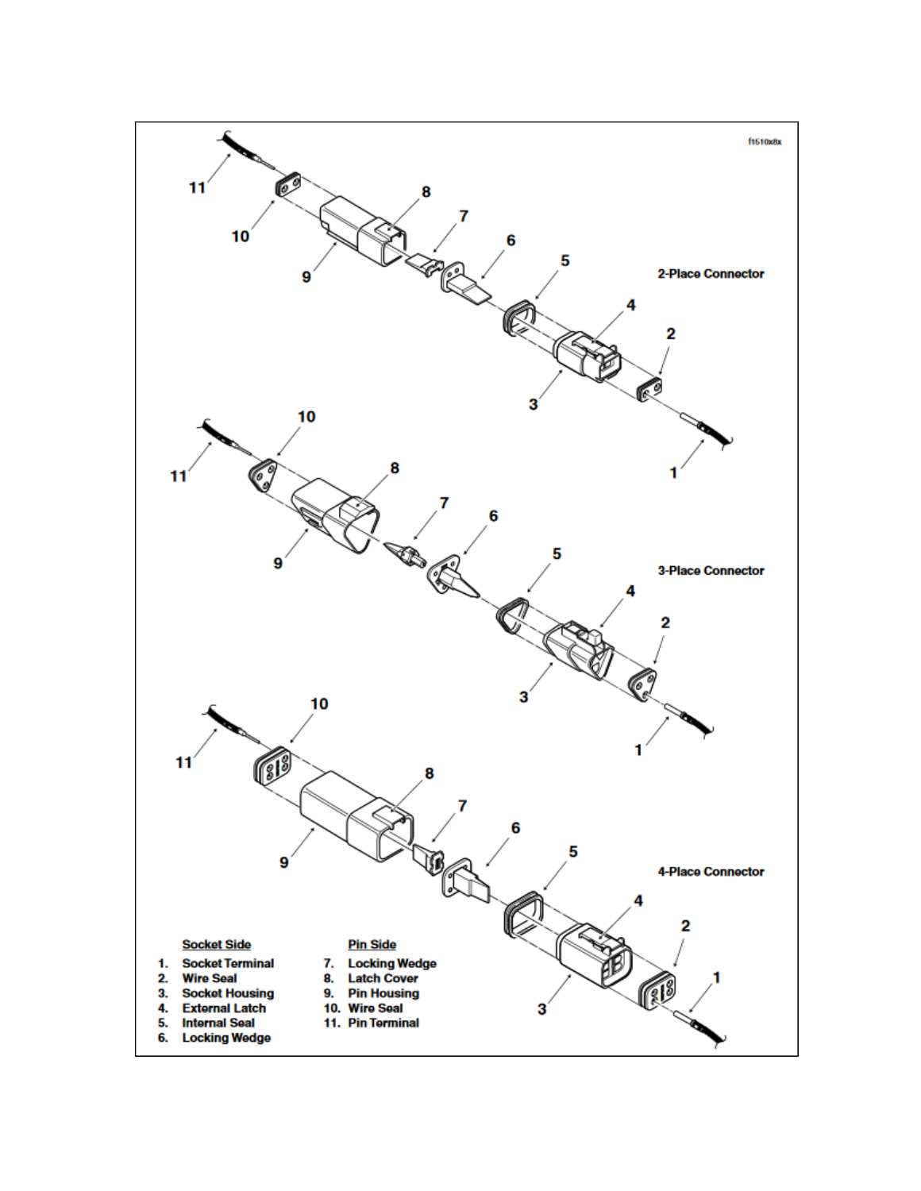f1510x8x

2-Place Connector

3-Place Connector

4-Place Connector

**Socket Side**

1. Socket Terminal
2. Wire Seal
3. Socket Housing
4. External Latch
5. Internal Seal
6. Locking Wedge

**Pin Side**

7. Locking Wedge
8. Latch Cover
9. Pin Housing
10. Wire Seal
11. Pin Terminal